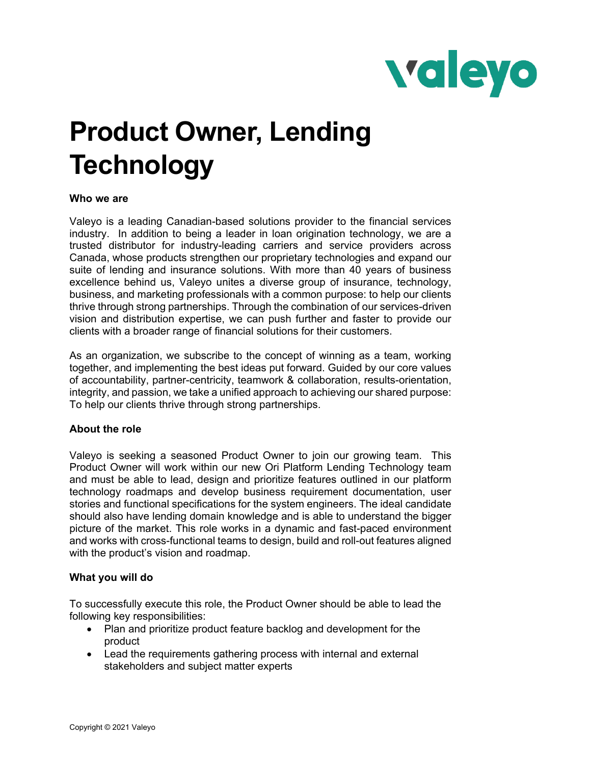# Product Owner, Lending Technology

**Who we are**

Valeyo is a leading Canadian-based solutions provider to the financial services industry. In addition to being a leader in loan origination technology, we are a trusted distributor for industry-leading carriers and service providers across Canada, whose products strengthen our proprietary technologies and expand our suite of lending and insurance solutions. With more than 40 years of business excellence behind us, Valeyo unites a diverse group of insurance, technology, business, and marketing professionals with a common purpose: to help our clients thrive through strong partnerships. Through the combination of our services-driven vision and distribution expertise, we can push further and faster to provide our clients with a broader range of financial solutions for their customers.

As an organization, we subscribe to the concept of winning as a team, working together, and implementing the best ideas put forward. Guided by our core values of accountability, partner-centricity, teamwork & collaboration, results-orientation, integrity, and passion, we take a unified approach to achieving our shared purpose: To help our clients thrive through strong partnerships.

**About the role**

Valeyo is seeking a seasoned Product Owner to join our growing team. This Product Owner will work within our new Ori Platform Lending Technology team and must be able to lead, design and prioritize features outlined in our platform technology roadmaps and develop business requirement documentation, user stories and functional specifications for the system engineers. The ideal candidate should also have lending domain knowledge and is able to understand the bigger picture of the market. This role works in a dynamic and fast-paced environment and works with cross-functional teams to design, build and roll-out features aligned with the product's vision and roadmap.

**What you will do**

To successfully execute this role, the Product Owner should be able to lead the following key responsibilities:

- Plan and prioritize product feature backlog and development for the product
- Lead the requirements gathering process with internal and external stakeholders and subject matter experts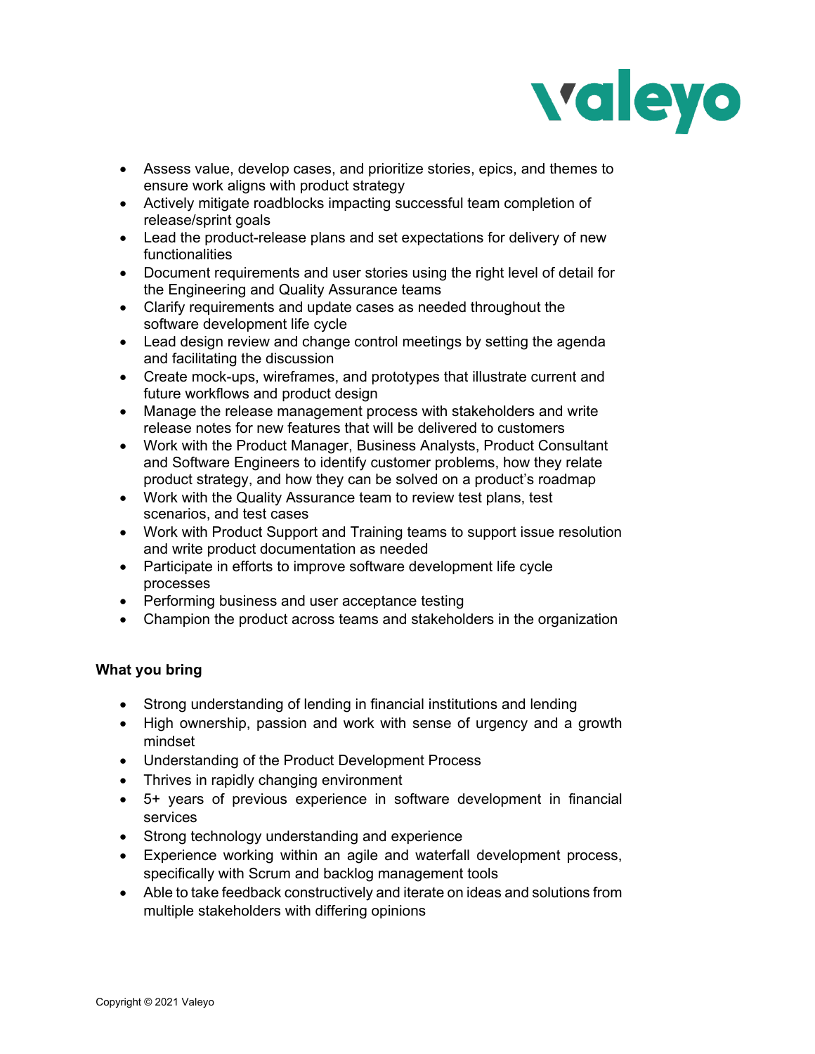- Assess value, develop cases, and prioritize stories, epics, and themes to ensure work aligns with product strategy
- Actively mitigate roadblocks impacting successful team completion of release/sprint goals
- Lead the product-release plans and set expectations for delivery of new functionalities
- Document requirements and user stories using the right level of detail for the Engineering and Quality Assurance teams
- Clarify requirements and update cases as needed throughout the software development life cycle
- Lead design review and change control meetings by setting the agenda and facilitating the discussion
- Create mock-ups, wireframes, and prototypes that illustrate current and future workflows and product design
- Manage the release management process with stakeholders and write release notes for new features that will be delivered to customers
- Work with the Product Manager, Business Analysts, Product Consultant and Software Engineers to identify customer problems, how they relate product strategy, and how they can be solved on a product's roadmap
- Work with the Quality Assurance team to review test plans, test scenarios, and test cases
- Work with Product Support and Training teams to support issue resolution and write product documentation as needed
- Participate in efforts to improve software development life cycle processes
- Performing business and user acceptance testing
- Champion the product across teams and stakeholders in the organization

**What you bring**

- Strong understanding of lending in financial institutions and lending
- High ownership, passion and work with sense of urgency and a growth mindset
- Understanding of the Product Development Process
- Thrives in rapidly changing environment
- 5+ years of previous experience in software development in financial services
- Strong technology understanding and experience
- Experience working within an agile and waterfall development process, specifically with Scrum and backlog management tools
- Able to take feedback constructively and iterate on ideas and solutions from multiple stakeholders with differing opinions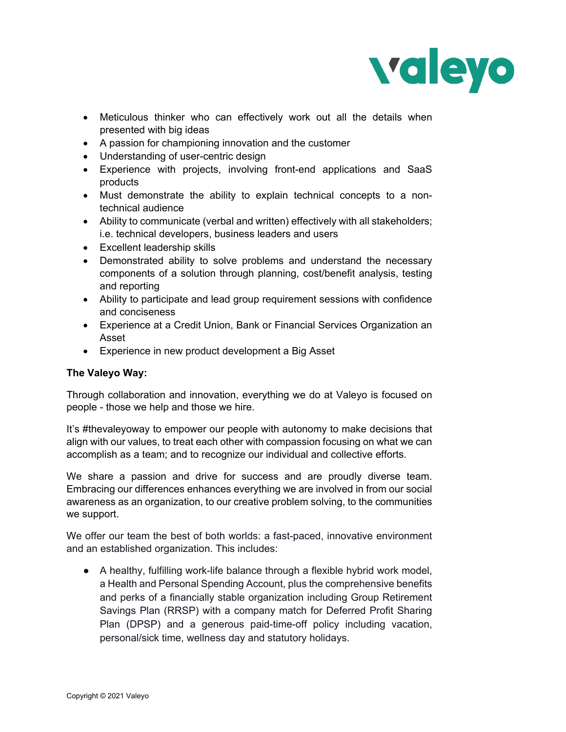- Meticulous thinker who can effectively work out all the details when presented with big ideas
- A passion for championing innovation and the customer
- Understanding of user-centric design
- Experience with projects, involving front-end applications and SaaS products
- Must demonstrate the ability to explain technical concepts to a non-technical audience
- Ability to communicate (verbal and written) effectively with all stakeholders; i.e. technical developers, business leaders and users
- Excellent leadership skills
- Demonstrated ability to solve problems and understand the necessary components of a solution through planning, cost/benefit analysis, testing and reporting
- Ability to participate and lead group requirement sessions with confidence and conciseness
- Experience at a Credit Union, Bank or Financial Services Organization an Asset
- Experience in new product development a Big Asset

**The Valeyo Way:**

Through collaboration and innovation, everything we do at Valeyo is focused on people - those we help and those we hire.

It's #thevaleyoway to empower our people with autonomy to make decisions that align with our values, to treat each other with compassion focusing on what we can accomplish as a team; and to recognize our individual and collective efforts.

We share a passion and drive for success and are proudly diverse team. Embracing our differences enhances everything we are involved in from our social awareness as an organization, to our creative problem solving, to the communities we support.

We offer our team the best of both worlds: a fast-paced, innovative environment and an established organization. This includes:

- A healthy, fulfilling work-life balance through a flexible hybrid work model, a Health and Personal Spending Account, plus the comprehensive benefits and perks of a financially stable organization including Group Retirement Savings Plan (RRSP) with a company match for Deferred Profit Sharing Plan (DPSP) and a generous paid-time-off policy including vacation, personal/sick time, wellness day and statutory holidays.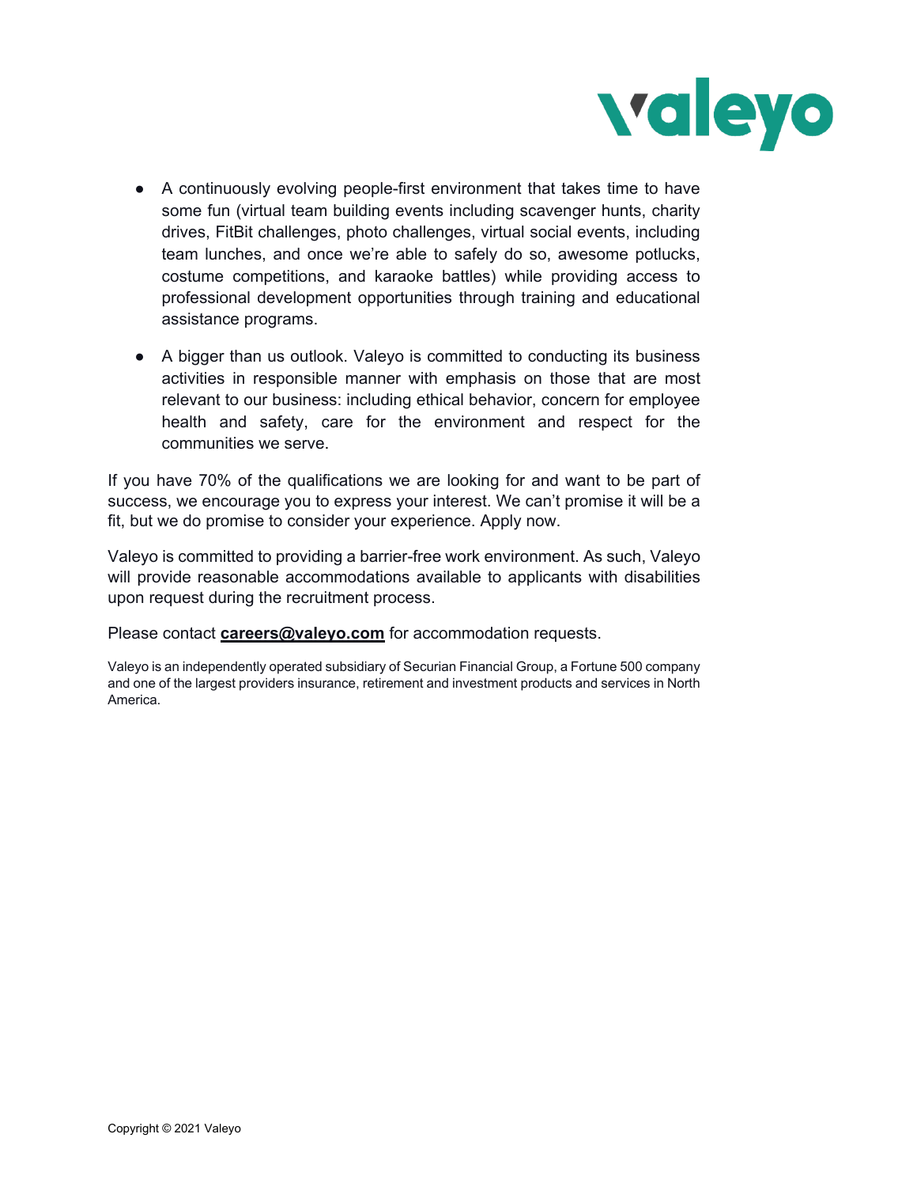- A continuously evolving people-first environment that takes time to have some fun (virtual team building events including scavenger hunts, charity drives, FitBit challenges, photo challenges, virtual social events, including team lunches, and once we're able to safely do so, awesome potlucks, costume competitions, and karaoke battles) while providing access to professional development opportunities through training and educational assistance programs.

- A bigger than us outlook. Valeyo is committed to conducting its business activities in responsible manner with emphasis on those that are most relevant to our business: including ethical behavior, concern for employee health and safety, care for the environment and respect for the communities we serve.

If you have 70% of the qualifications we are looking for and want to be part of success, we encourage you to express your interest. We can't promise it will be a fit, but we do promise to consider your experience. Apply now.

Valeyo is committed to providing a barrier-free work environment. As such, Valeyo will provide reasonable accommodations available to applicants with disabilities upon request during the recruitment process.

Please contact **careers@valeyo.com** for accommodation requests.

Valeyo is an independently operated subsidiary of Securian Financial Group, a Fortune 500 company and one of the largest providers insurance, retirement and investment products and services in North America.

Copyright © 2021 Valeyo